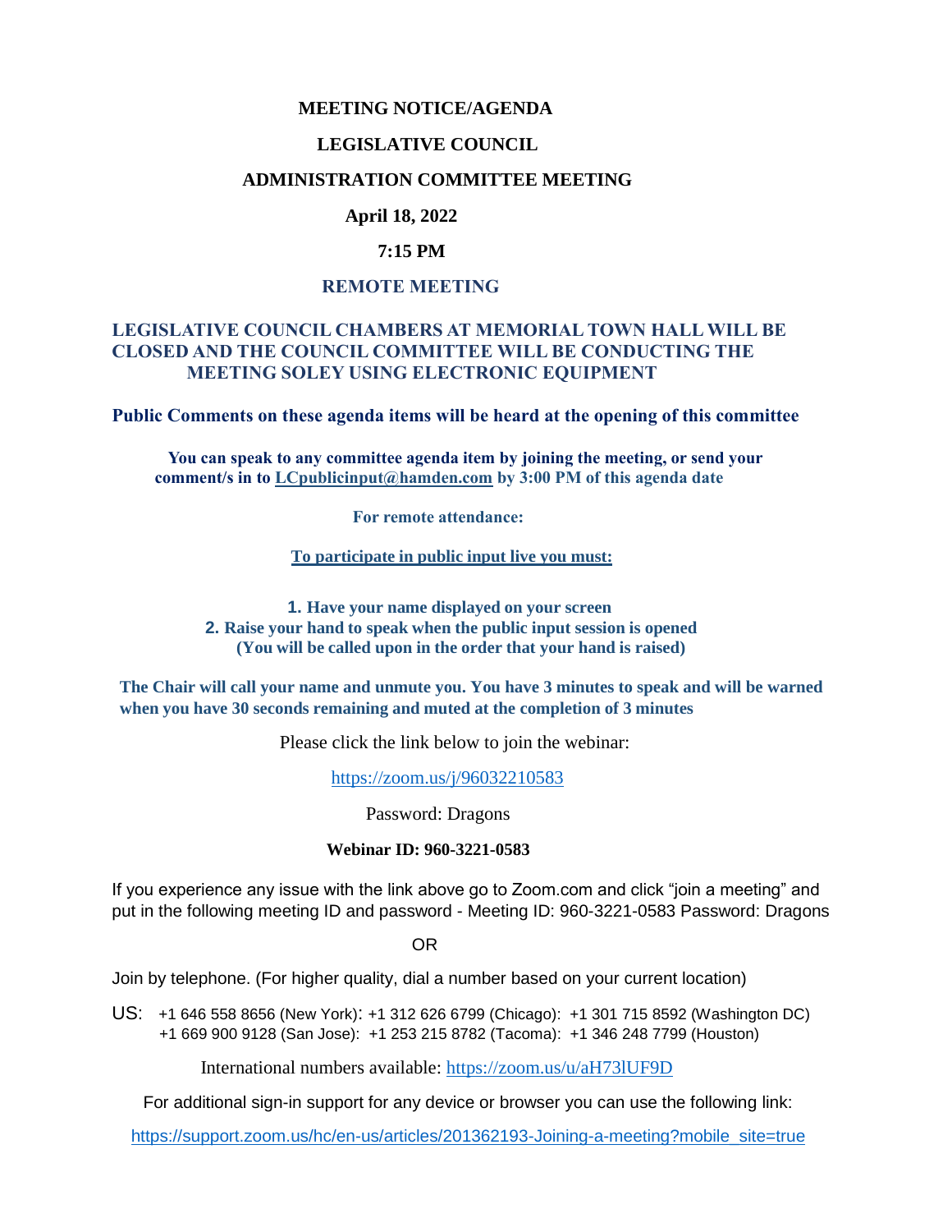# MEETING NOTICE/AGENDA

## LEGISLATIVE COUNCIL

## ADMINISTRATION COMMITTEE MEETING

**April 18, 2022**

**7:15 PM**

**REMOTE MEETING**

**LEGISLATIVE COUNCIL CHAMBERS AT MEMORIAL TOWN HALL WILL BE CLOSED AND THE COUNCIL COMMITTEE WILL BE CONDUCTING THE MEETING SOLEY USING ELECTRONIC EQUIPMENT**

**Public Comments on these agenda items will be heard at the opening of this committee**

**You can speak to any committee agenda item by joining the meeting, or send your comment/s in to [LCpublicinput@hamden.com](mailto:LCpublicinput@hamden.com) by 3:00 PM of this agenda date**

**For remote attendance:**

**To participate in public input live you must:**

1. **Have your name displayed on your screen**
2. **Raise your hand to speak when the public input session is opened (You will be called upon in the order that your hand is raised)**

**The Chair will call your name and unmute you. You have 3 minutes to speak and will be warned when you have 30 seconds remaining and muted at the completion of 3 minutes**

Please click the link below to join the webinar:

https://zoom.us/j/96032210583

Password: Dragons

**Webinar ID: 960-3221-0583**

If you experience any issue with the link above go to Zoom.com and click "join a meeting" and put in the following meeting ID and password - Meeting ID: 960-3221-0583 Password: Dragons

OR

Join by telephone. (For higher quality, dial a number based on your current location)

US: +1 646 558 8656 (New York): +1 312 626 6799 (Chicago): +1 301 715 8592 (Washington DC)
+1 669 900 9128 (San Jose): +1 253 215 8782 (Tacoma): +1 346 248 7799 (Houston)

International numbers available: https://zoom.us/u/aH73lUF9D

For additional sign-in support for any device or browser you can use the following link:

https://support.zoom.us/hc/en-us/articles/201362193-Joining-a-meeting?mobile_site=true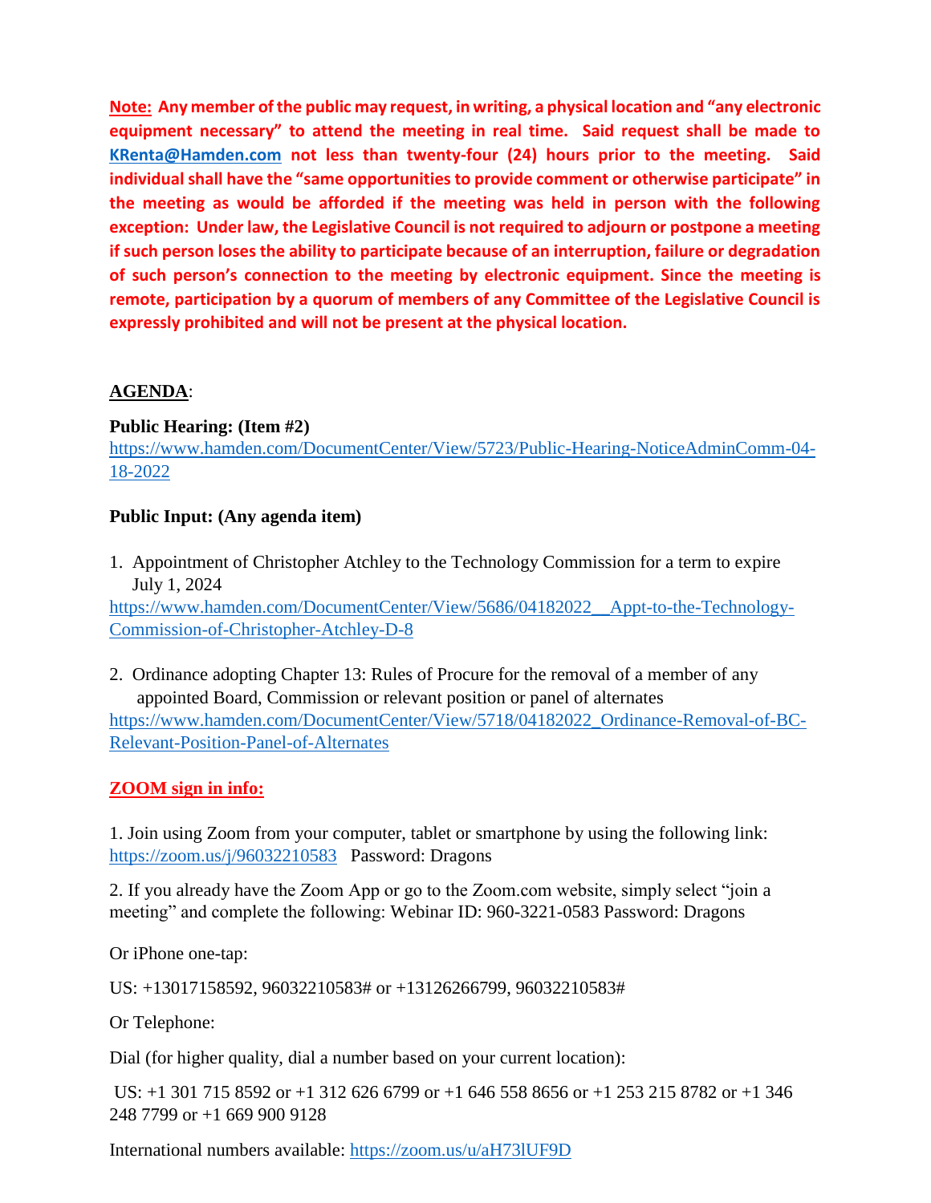**Note: Any member of the public may request, in writing, a physical location and "any electronic equipment necessary" to attend the meeting in real time. Said request shall be made to [KRenta@Hamden.com](mailto:KRenta@Hamden.com) not less than twenty-four (24) hours prior to the meeting. Said individual shall have the "same opportunities to provide comment or otherwise participate" in the meeting as would be afforded if the meeting was held in person with the following exception: Under law, the Legislative Council is not required to adjourn or postpone a meeting if such person loses the ability to participate because of an interruption, failure or degradation of such person's connection to the meeting by electronic equipment. Since the meeting is remote, participation by a quorum of members of any Committee of the Legislative Council is expressly prohibited and will not be present at the physical location.**

**AGENDA**:

**Public Hearing: (Item #2)**
https://www.hamden.com/DocumentCenter/View/5723/Public-Hearing-NoticeAdminComm-04-18-2022

**Public Input: (Any agenda item)**

1. Appointment of Christopher Atchley to the Technology Commission for a term to expire July 1, 2024
https://www.hamden.com/DocumentCenter/View/5686/04182022__Appt-to-the-Technology-Commission-of-Christopher-Atchley-D-8

2. Ordinance adopting Chapter 13: Rules of Procure for the removal of a member of any appointed Board, Commission or relevant position or panel of alternates
https://www.hamden.com/DocumentCenter/View/5718/04182022_Ordinance-Removal-of-BC-Relevant-Position-Panel-of-Alternates

**ZOOM sign in info:**

1. Join using Zoom from your computer, tablet or smartphone by using the following link: https://zoom.us/j/96032210583 Password: Dragons

2. If you already have the Zoom App or go to the Zoom.com website, simply select "join a meeting" and complete the following: Webinar ID: 960-3221-0583 Password: Dragons

Or iPhone one-tap:

US: +13017158592, 96032210583# or +13126266799, 96032210583#

Or Telephone:

Dial (for higher quality, dial a number based on your current location):

US: +1 301 715 8592 or +1 312 626 6799 or +1 646 558 8656 or +1 253 215 8782 or +1 346 248 7799 or +1 669 900 9128

International numbers available: https://zoom.us/u/aH73lUF9D